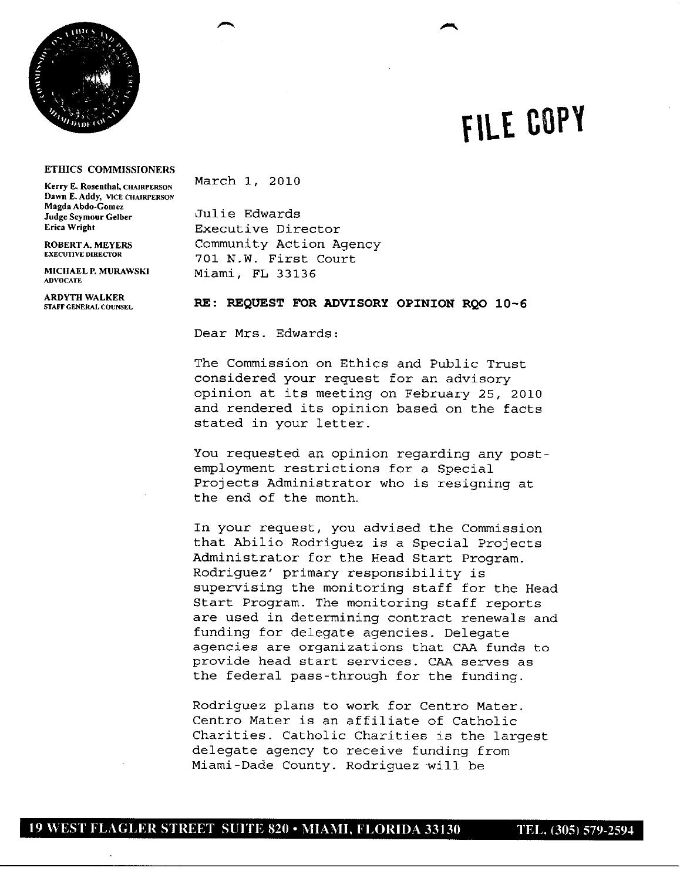FILE COPY

**ETHICS COMMISSIONERS**

Kerry E. Rosenthal, CHAIRPERSON
Dawn E. Addy, VICE CHAIRPERSON
Magda Abdo-Gomez
Judge Seymour Gelber
Erica Wright

**ROBERT A. MEYERS**
EXECUTIVE DIRECTOR

**MICHAEL P. MURAWSKI**
ADVOCATE

**ARDYTH WALKER**
STAFF GENERAL COUNSEL

March 1, 2010

Julie Edwards
Executive Director
Community Action Agency
701 N.W. First Court
Miami, FL 33136

**RE: REQUEST FOR ADVISORY OPINION RQO 10-6**

Dear Mrs. Edwards:

The Commission on Ethics and Public Trust considered your request for an advisory opinion at its meeting on February 25, 2010 and rendered its opinion based on the facts stated in your letter.

You requested an opinion regarding any post-employment restrictions for a Special Projects Administrator who is resigning at the end of the month.

In your request, you advised the Commission that Abilio Rodriguez is a Special Projects Administrator for the Head Start Program. Rodriguez' primary responsibility is supervising the monitoring staff for the Head Start Program. The monitoring staff reports are used in determining contract renewals and funding for delegate agencies. Delegate agencies are organizations that CAA funds to provide head start services. CAA serves as the federal pass-through for the funding.

Rodriguez plans to work for Centro Mater. Centro Mater is an affiliate of Catholic Charities. Catholic Charities is the largest delegate agency to receive funding from Miami-Dade County. Rodriguez will be

**19 WEST FLAGLER STREET SUITE 820 • MIAMI, FLORIDA 33130 TEL. (305) 579-2594**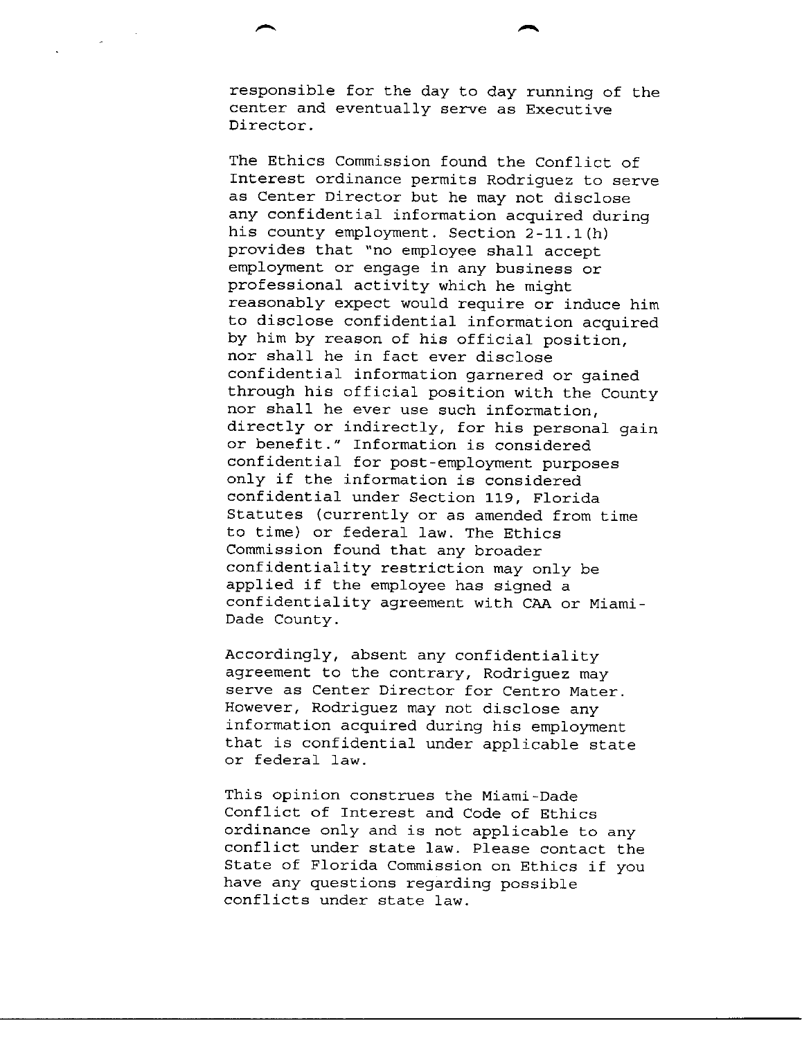responsible for the day to day running of the center and eventually serve as Executive Director.

The Ethics Commission found the Conflict of Interest ordinance permits Rodriguez to serve as Center Director but he may not disclose any confidential information acquired during his county employment. Section 2-11.1(h) provides that "no employee shall accept employment or engage in any business or professional activity which he might reasonably expect would require or induce him to disclose confidential information acquired by him by reason of his official position, nor shall he in fact ever disclose confidential information garnered or gained through his official position with the County nor shall he ever use such information, directly or indirectly, for his personal gain or benefit." Information is considered confidential for post-employment purposes only if the information is considered confidential under Section 119, Florida Statutes (currently or as amended from time to time) or federal law. The Ethics Commission found that any broader confidentiality restriction may only be applied if the employee has signed a confidentiality agreement with CAA or Miami-Dade County.

Accordingly, absent any confidentiality agreement to the contrary, Rodriguez may serve as Center Director for Centro Mater. However, Rodriguez may not disclose any information acquired during his employment that is confidential under applicable state or federal law.

This opinion construes the Miami-Dade Conflict of Interest and Code of Ethics ordinance only and is not applicable to any conflict under state law. Please contact the State of Florida Commission on Ethics if you have any questions regarding possible conflicts under state law.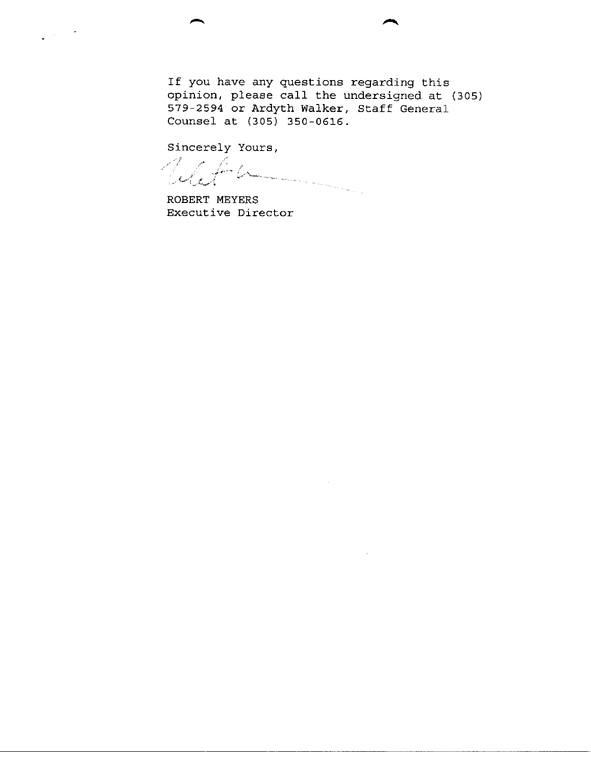If you have any questions regarding this opinion, please call the undersigned at (305) 579-2594 or Ardyth Walker, Staff General Counsel at (305) 350-0616.

Sincerely Yours,

ROBERT MEYERS
Executive Director